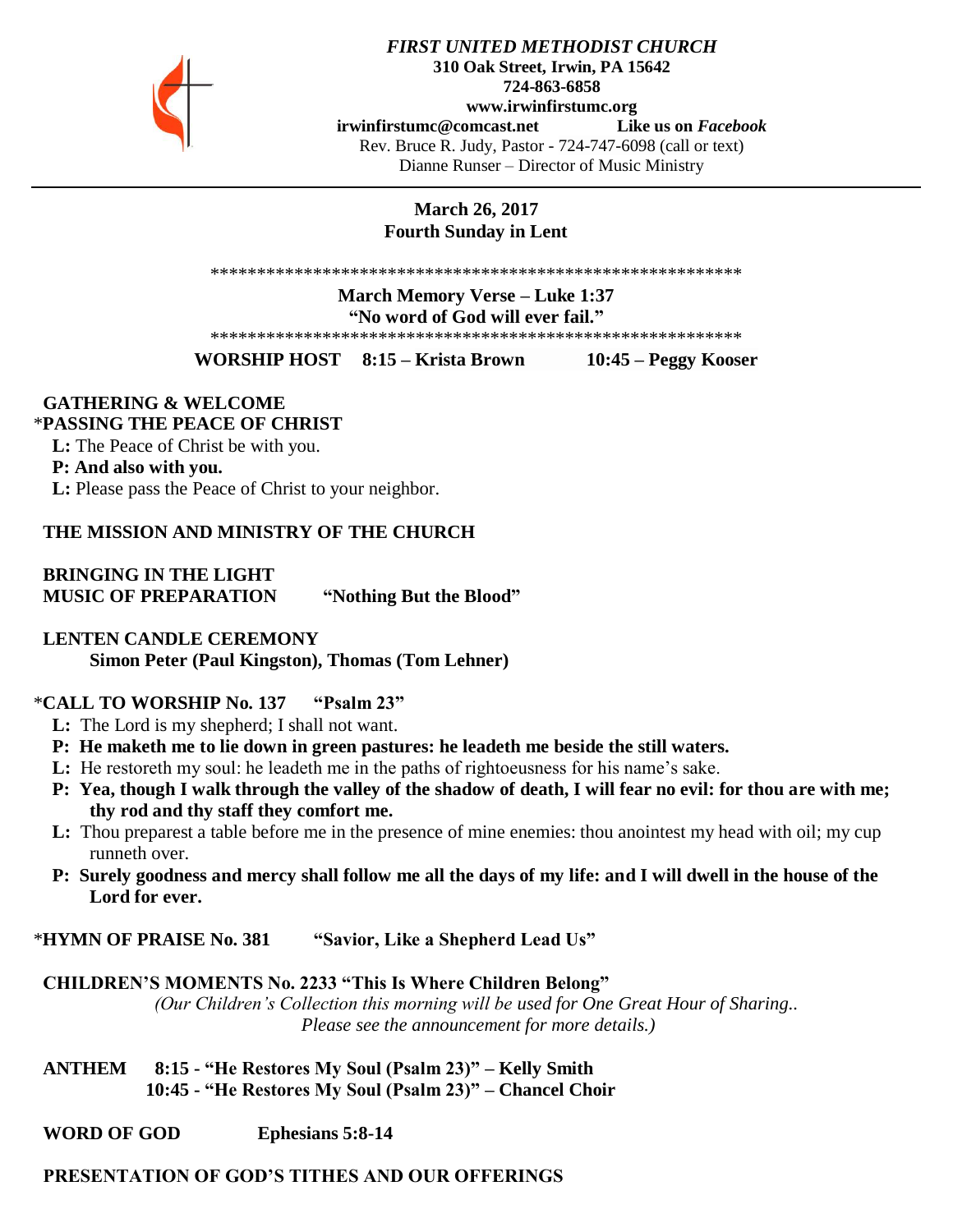***FIRST UNITED METHODIST CHURCH***
**310 Oak Street, Irwin, PA 15642**
**724-863-6858**
**www.irwinfirstumc.org**
**irwinfirstumc@comcast.net** **Like us on *Facebook***
Rev. Bruce R. Judy, Pastor - 724-747-6098 (call or text)
Dianne Runser – Director of Music Ministry

**March 26, 2017**
**Fourth Sunday in Lent**

*********************************************************
**March Memory Verse – Luke 1:37**
**"No word of God will ever fail."**
*********************************************************

**WORSHIP HOST 8:15 – Krista Brown 10:45 – Peggy Kooser**

**GATHERING & WELCOME**

\***PASSING THE PEACE OF CHRIST**

**L:** The Peace of Christ be with you.
**P: And also with you.**
**L:** Please pass the Peace of Christ to your neighbor.

**THE MISSION AND MINISTRY OF THE CHURCH**

**BRINGING IN THE LIGHT**

**MUSIC OF PREPARATION "Nothing But the Blood"**

**LENTEN CANDLE CEREMONY**
**Simon Peter (Paul Kingston), Thomas (Tom Lehner)**

\***CALL TO WORSHIP No. 137 "Psalm 23"**

**L:** The Lord is my shepherd; I shall not want.
**P: He maketh me to lie down in green pastures: he leadeth me beside the still waters.**
**L:** He restoreth my soul: he leadeth me in the paths of rightoeusness for his name's sake.
**P: Yea, though I walk through the valley of the shadow of death, I will fear no evil: for thou are with me; thy rod and thy staff they comfort me.**
**L:** Thou preparest a table before me in the presence of mine enemies: thou anointest my head with oil; my cup runneth over.
**P: Surely goodness and mercy shall follow me all the days of my life: and I will dwell in the house of the Lord for ever.**

\***HYMN OF PRAISE No. 381 "Savior, Like a Shepherd Lead Us"**

**CHILDREN'S MOMENTS No. 2233 "This Is Where Children Belong"**
*(Our Children's Collection this morning will be used for One Great Hour of Sharing.. Please see the announcement for more details.)*

**ANTHEM 8:15 - "He Restores My Soul (Psalm 23)" – Kelly Smith**
**10:45 - "He Restores My Soul (Psalm 23)" – Chancel Choir**

**WORD OF GOD Ephesians 5:8-14**

**PRESENTATION OF GOD'S TITHES AND OUR OFFERINGS**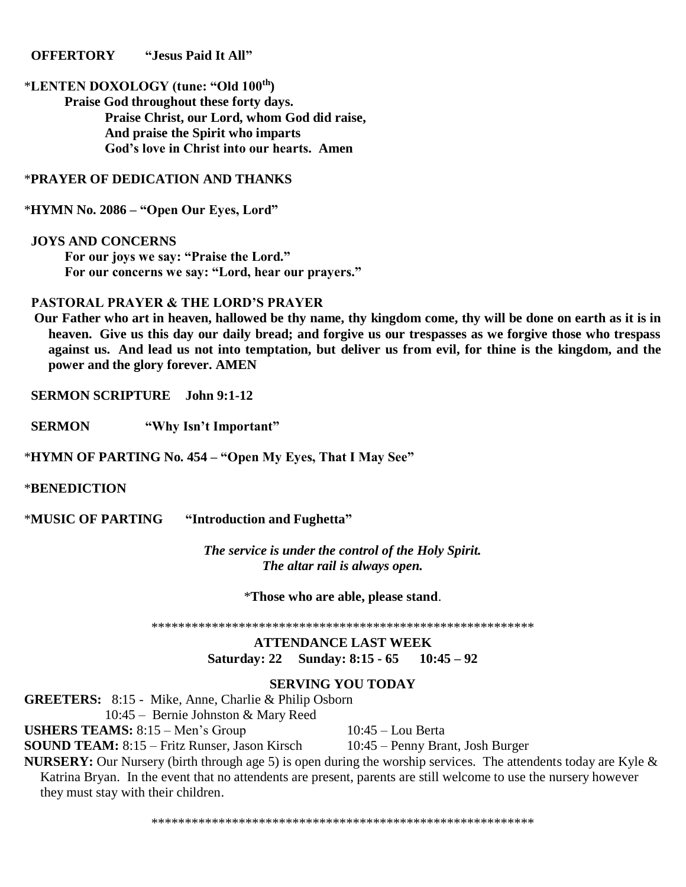**OFFERTORY** **"Jesus Paid It All"**

\***LENTEN DOXOLOGY (tune: "Old 100th")**

**Praise God throughout these forty days.**
**Praise Christ, our Lord, whom God did raise,**
**And praise the Spirit who imparts**
**God's love in Christ into our hearts. Amen**

\***PRAYER OF DEDICATION AND THANKS**

\***HYMN No. 2086 – "Open Our Eyes, Lord"**

**JOYS AND CONCERNS**

**For our joys we say: "Praise the Lord."**
**For our concerns we say: "Lord, hear our prayers."**

**PASTORAL PRAYER & THE LORD'S PRAYER**

**Our Father who art in heaven, hallowed be thy name, thy kingdom come, thy will be done on earth as it is in heaven. Give us this day our daily bread; and forgive us our trespasses as we forgive those who trespass against us. And lead us not into temptation, but deliver us from evil, for thine is the kingdom, and the power and the glory forever. AMEN**

**SERMON SCRIPTURE** **John 9:1-12**

**SERMON** **"Why Isn't Important"**

\***HYMN OF PARTING No. 454 – "Open My Eyes, That I May See"**

\***BENEDICTION**

\***MUSIC OF PARTING** **"Introduction and Fughetta"**

***The service is under the control of the Holy Spirit.***
***The altar rail is always open.***

\***Those who are able, please stand**.

\*\*\*\*\*\*\*\*\*\*\*\*\*\*\*\*\*\*\*\*\*\*\*\*\*\*\*\*\*\*\*\*\*\*\*\*\*\*\*\*\*\*\*\*\*\*\*\*\*\*\*\*\*\*\*\*\*\*\*

**ATTENDANCE LAST WEEK**
**Saturday: 22** **Sunday: 8:15 - 65** **10:45 – 92**

**SERVING YOU TODAY**

**GREETERS:** 8:15 - Mike, Anne, Charlie & Philip Osborn
10:45 – Bernie Johnston & Mary Reed

**USHERS TEAMS:** 8:15 – Men's Group 10:45 – Lou Berta

**SOUND TEAM:** 8:15 – Fritz Runser, Jason Kirsch 10:45 – Penny Brant, Josh Burger

**NURSERY:** Our Nursery (birth through age 5) is open during the worship services. The attendents today are Kyle & Katrina Bryan. In the event that no attendents are present, parents are still welcome to use the nursery however they must stay with their children.

\*\*\*\*\*\*\*\*\*\*\*\*\*\*\*\*\*\*\*\*\*\*\*\*\*\*\*\*\*\*\*\*\*\*\*\*\*\*\*\*\*\*\*\*\*\*\*\*\*\*\*\*\*\*\*\*\*\*\*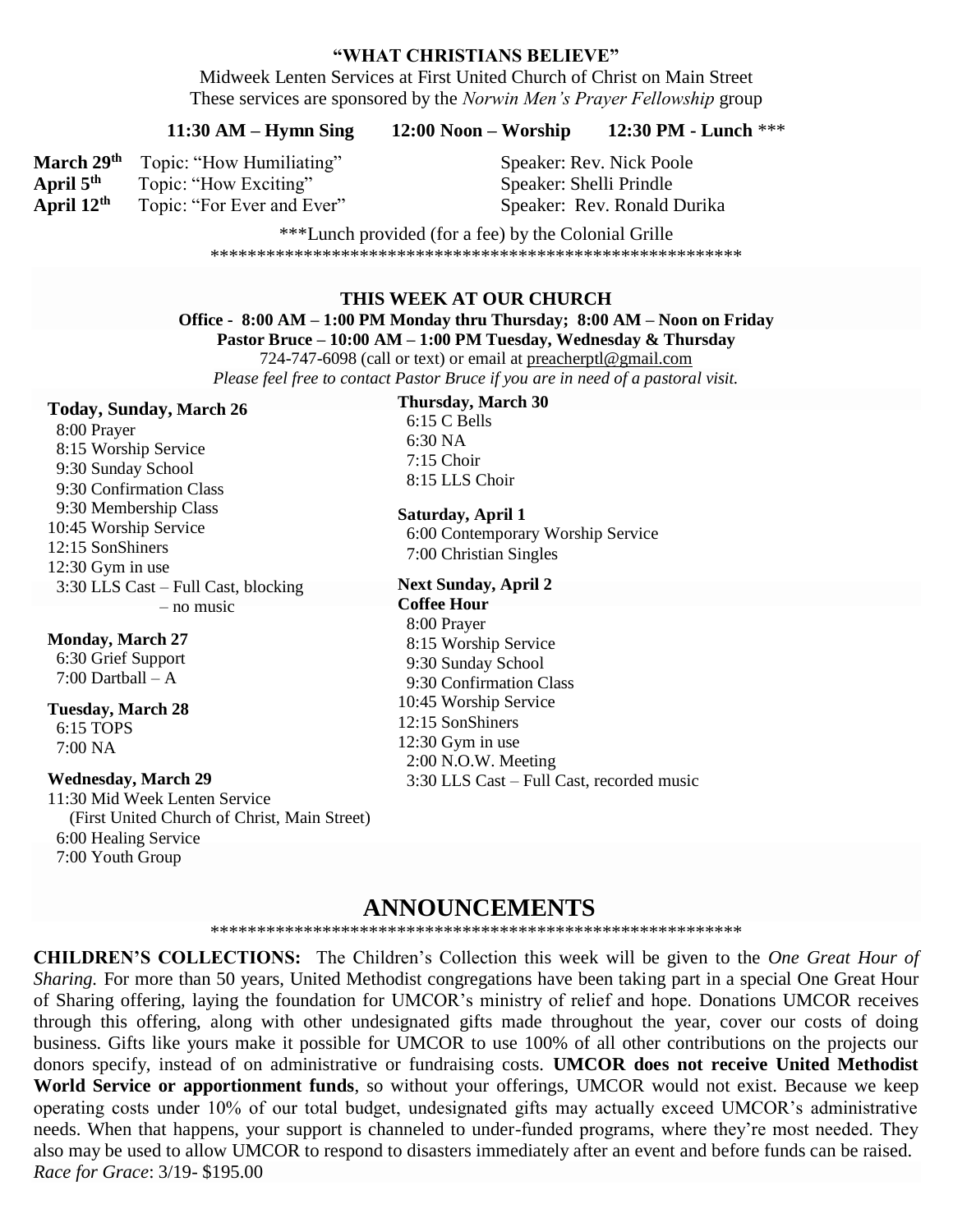## "WHAT CHRISTIANS BELIEVE"

Midweek Lenten Services at First United Church of Christ on Main Street
These services are sponsored by the *Norwin Men's Prayer Fellowship* group

**11:30 AM – Hymn Sing    12:00 Noon – Worship    12:30 PM - Lunch** ***

| | | |
|---|---|---|
| **March 29th** | Topic: "How Humiliating" | Speaker: Rev. Nick Poole |
| **April 5th** | Topic: "How Exciting" | Speaker: Shelli Prindle |
| **April 12th** | Topic: "For Ever and Ever" | Speaker: Rev. Ronald Durika |

***Lunch provided (for a fee) by the Colonial Grille

*********************************************************

## THIS WEEK AT OUR CHURCH

**Office - 8:00 AM – 1:00 PM Monday thru Thursday; 8:00 AM – Noon on Friday**
**Pastor Bruce – 10:00 AM – 1:00 PM Tuesday, Wednesday & Thursday**
724-747-6098 (call or text) or email at preacherptl@gmail.com
*Please feel free to contact Pastor Bruce if you are in need of a pastoral visit.*

**Today, Sunday, March 26**
8:00 Prayer
8:15 Worship Service
9:30 Sunday School
9:30 Confirmation Class
9:30 Membership Class
10:45 Worship Service
12:15 SonShiners
12:30 Gym in use
3:30 LLS Cast – Full Cast, blocking – no music

**Monday, March 27**
6:30 Grief Support
7:00 Dartball – A

**Tuesday, March 28**
6:15 TOPS
7:00 NA

**Wednesday, March 29**
11:30 Mid Week Lenten Service (First United Church of Christ, Main Street)
6:00 Healing Service
7:00 Youth Group

**Thursday, March 30**
6:15 C Bells
6:30 NA
7:15 Choir
8:15 LLS Choir

**Saturday, April 1**
6:00 Contemporary Worship Service
7:00 Christian Singles

**Next Sunday, April 2**
**Coffee Hour**
8:00 Prayer
8:15 Worship Service
9:30 Sunday School
9:30 Confirmation Class
10:45 Worship Service
12:15 SonShiners
12:30 Gym in use
2:00 N.O.W. Meeting
3:30 LLS Cast – Full Cast, recorded music

# ANNOUNCEMENTS

*********************************************************

**CHILDREN'S COLLECTIONS:** The Children's Collection this week will be given to the *One Great Hour of Sharing.* For more than 50 years, United Methodist congregations have been taking part in a special One Great Hour of Sharing offering, laying the foundation for UMCOR's ministry of relief and hope. Donations UMCOR receives through this offering, along with other undesignated gifts made throughout the year, cover our costs of doing business. Gifts like yours make it possible for UMCOR to use 100% of all other contributions on the projects our donors specify, instead of on administrative or fundraising costs. **UMCOR does not receive United Methodist World Service or apportionment funds**, so without your offerings, UMCOR would not exist. Because we keep operating costs under 10% of our total budget, undesignated gifts may actually exceed UMCOR's administrative needs. When that happens, your support is channeled to under-funded programs, where they're most needed. They also may be used to allow UMCOR to respond to disasters immediately after an event and before funds can be raised.
*Race for Grace*: 3/19- $195.00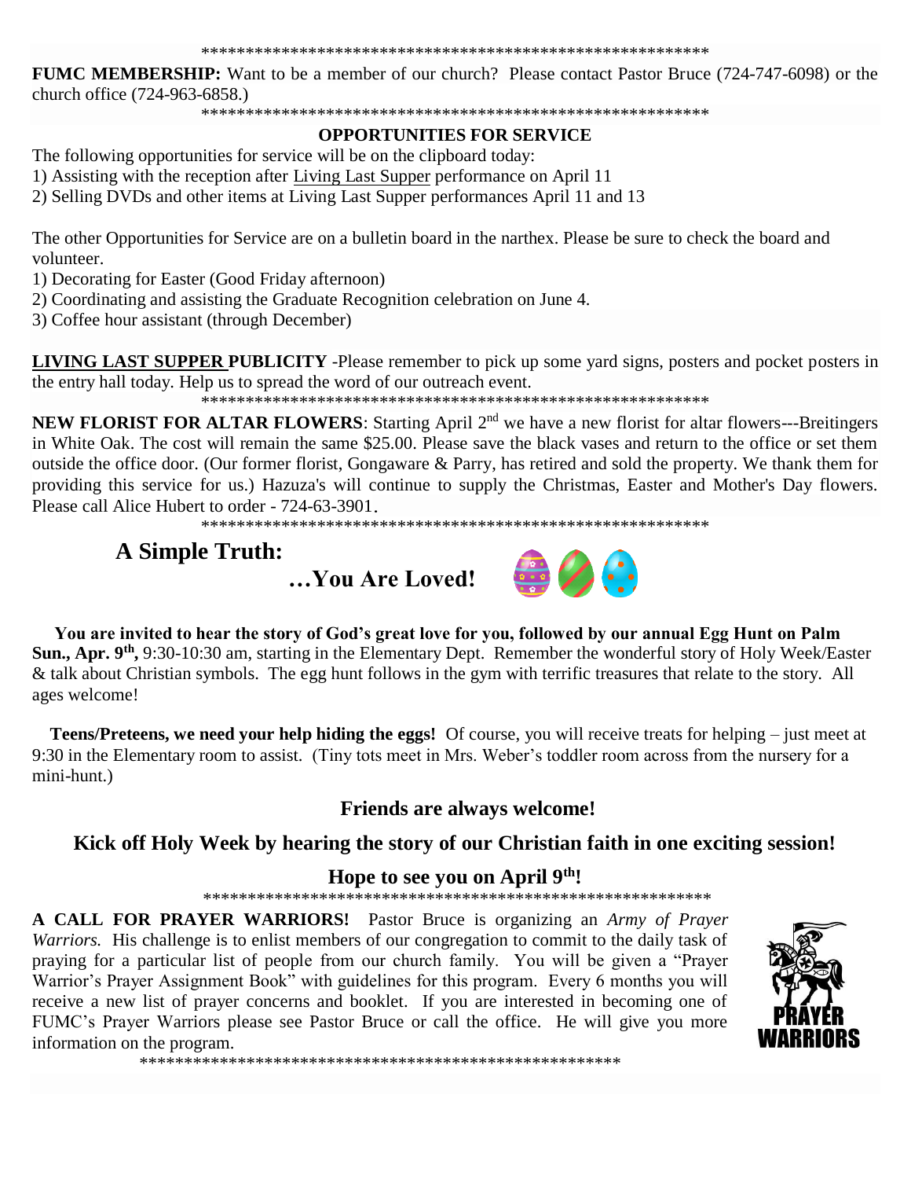**************************************************************

**FUMC MEMBERSHIP:** Want to be a member of our church? Please contact Pastor Bruce (724-747-6098) or the church office (724-963-6858.)

**************************************************************

**OPPORTUNITIES FOR SERVICE**

The following opportunities for service will be on the clipboard today:

1) Assisting with the reception after Living Last Supper performance on April 11
2) Selling DVDs and other items at Living Last Supper performances April 11 and 13

The other Opportunities for Service are on a bulletin board in the narthex. Please be sure to check the board and volunteer.

1) Decorating for Easter (Good Friday afternoon)
2) Coordinating and assisting the Graduate Recognition celebration on June 4.
3) Coffee hour assistant (through December)

**LIVING LAST SUPPER PUBLICITY** -Please remember to pick up some yard signs, posters and pocket posters in the entry hall today. Help us to spread the word of our outreach event.

**************************************************************

**NEW FLORIST FOR ALTAR FLOWERS**: Starting April 2nd we have a new florist for altar flowers---Breitingers in White Oak. The cost will remain the same $25.00. Please save the black vases and return to the office or set them outside the office door. (Our former florist, Gongaware & Parry, has retired and sold the property. We thank them for providing this service for us.) Hazuza's will continue to supply the Christmas, Easter and Mother's Day flowers. Please call Alice Hubert to order - 724-63-3901.

**************************************************************

## A Simple Truth:

### …You Are Loved!

**You are invited to hear the story of God's great love for you, followed by our annual Egg Hunt on Palm Sun., Apr. 9th,** 9:30-10:30 am, starting in the Elementary Dept. Remember the wonderful story of Holy Week/Easter & talk about Christian symbols. The egg hunt follows in the gym with terrific treasures that relate to the story. All ages welcome!

**Teens/Preteens, we need your help hiding the eggs!** Of course, you will receive treats for helping – just meet at 9:30 in the Elementary room to assist. (Tiny tots meet in Mrs. Weber's toddler room across from the nursery for a mini-hunt.)

**Friends are always welcome!**

**Kick off Holy Week by hearing the story of our Christian faith in one exciting session!**

**Hope to see you on April 9th!**

**************************************************************

**A CALL FOR PRAYER WARRIORS!** Pastor Bruce is organizing an *Army of Prayer Warriors.* His challenge is to enlist members of our congregation to commit to the daily task of praying for a particular list of people from our church family. You will be given a "Prayer Warrior's Prayer Assignment Book" with guidelines for this program. Every 6 months you will receive a new list of prayer concerns and booklet. If you are interested in becoming one of FUMC's Prayer Warriors please see Pastor Bruce or call the office. He will give you more information on the program.

**************************************************************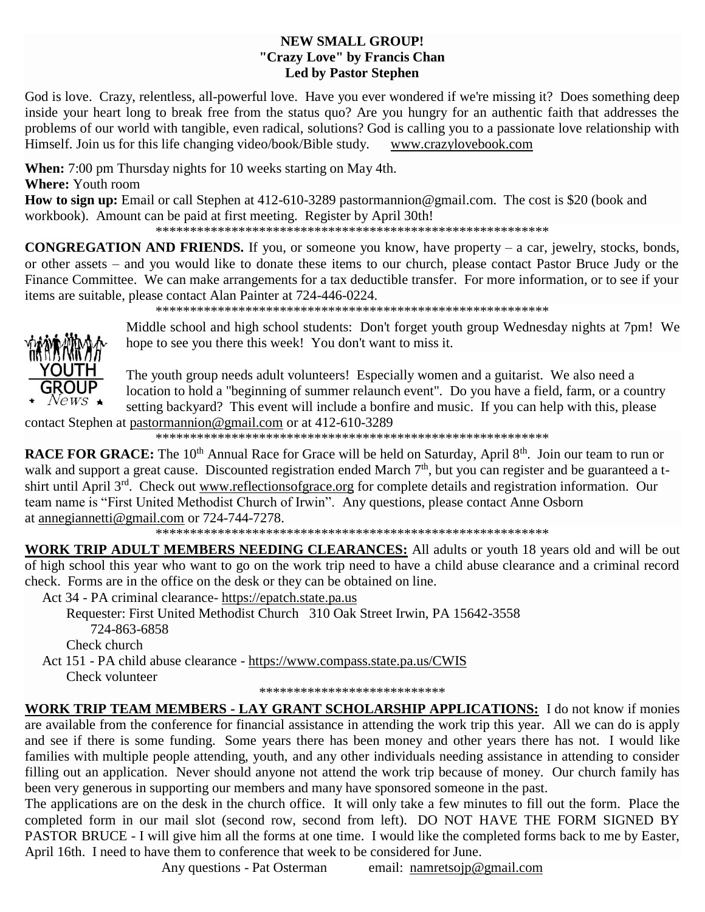**NEW SMALL GROUP!**
**"Crazy Love" by Francis Chan**
**Led by Pastor Stephen**

God is love. Crazy, relentless, all-powerful love. Have you ever wondered if we're missing it? Does something deep inside your heart long to break free from the status quo? Are you hungry for an authentic faith that addresses the problems of our world with tangible, even radical, solutions? God is calling you to a passionate love relationship with Himself. Join us for this life changing video/book/Bible study. www.crazylovebook.com

**When:** 7:00 pm Thursday nights for 10 weeks starting on May 4th.
**Where:** Youth room
**How to sign up:** Email or call Stephen at 412-610-3289 pastormannion@gmail.com. The cost is $20 (book and workbook). Amount can be paid at first meeting. Register by April 30th!

************************************************************

**CONGREGATION AND FRIENDS.** If you, or someone you know, have property – a car, jewelry, stocks, bonds, or other assets – and you would like to donate these items to our church, please contact Pastor Bruce Judy or the Finance Committee. We can make arrangements for a tax deductible transfer. For more information, or to see if your items are suitable, please contact Alan Painter at 724-446-0224.

************************************************************

YOUTH GROUP *News*

Middle school and high school students: Don't forget youth group Wednesday nights at 7pm! We hope to see you there this week! You don't want to miss it.

The youth group needs adult volunteers! Especially women and a guitarist. We also need a location to hold a "beginning of summer relaunch event". Do you have a field, farm, or a country setting backyard? This event will include a bonfire and music. If you can help with this, please contact Stephen at pastormannion@gmail.com or at 412-610-3289

************************************************************

**RACE FOR GRACE:** The 10th Annual Race for Grace will be held on Saturday, April 8th. Join our team to run or walk and support a great cause. Discounted registration ended March 7th, but you can register and be guaranteed a t-shirt until April 3rd. Check out www.reflectionsofgrace.org for complete details and registration information. Our team name is "First United Methodist Church of Irwin". Any questions, please contact Anne Osborn at annegiannetti@gmail.com or 724-744-7278.

************************************************************

**WORK TRIP ADULT MEMBERS NEEDING CLEARANCES:** All adults or youth 18 years old and will be out of high school this year who want to go on the work trip need to have a child abuse clearance and a criminal record check. Forms are in the office on the desk or they can be obtained on line.

Act 34 - PA criminal clearance- https://epatch.state.pa.us
Requester: First United Methodist Church 310 Oak Street Irwin, PA 15642-3558
724-863-6858
Check church

Act 151 - PA child abuse clearance - https://www.compass.state.pa.us/CWIS
Check volunteer

***************************

**WORK TRIP TEAM MEMBERS - LAY GRANT SCHOLARSHIP APPLICATIONS:** I do not know if monies are available from the conference for financial assistance in attending the work trip this year. All we can do is apply and see if there is some funding. Some years there has been money and other years there has not. I would like families with multiple people attending, youth, and any other individuals needing assistance in attending to consider filling out an application. Never should anyone not attend the work trip because of money. Our church family has been very generous in supporting our members and many have sponsored someone in the past.

The applications are on the desk in the church office. It will only take a few minutes to fill out the form. Place the completed form in our mail slot (second row, second from left). DO NOT HAVE THE FORM SIGNED BY PASTOR BRUCE - I will give him all the forms at one time. I would like the completed forms back to me by Easter, April 16th. I need to have them to conference that week to be considered for June.

Any questions - Pat Osterman email: namretsojp@gmail.com